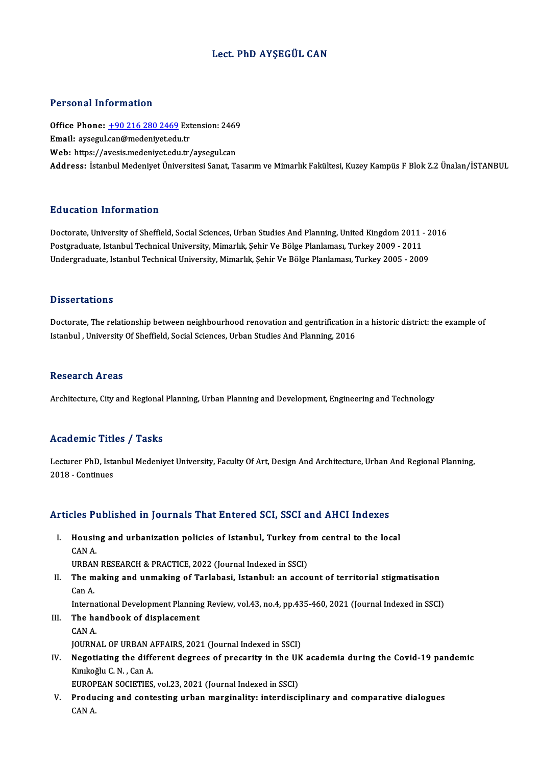# Lect. PhD AYŞEGÜL CAN

## Personal Information

**Office Phone:** +90 216 280 2469 Extension: 2469
**Email:** aysegul.can@medeniyet.edu.tr
**Web:** https://avesis.medeniyet.edu.tr/aysegul.can
**Address:** İstanbul Medeniyet Üniversitesi Sanat, Tasarım ve Mimarlık Fakültesi, Kuzey Kampüs F Blok Z.2 Ünalan/İSTANBUL

## Education Information

Doctorate, University of Sheffield, Social Sciences, Urban Studies And Planning, United Kingdom 2011 - 2016
Postgraduate, Istanbul Technical University, Mimarlık, Şehir Ve Bölge Planlaması, Turkey 2009 - 2011
Undergraduate, Istanbul Technical University, Mimarlık, Şehir Ve Bölge Planlaması, Turkey 2005 - 2009

## Dissertations

Doctorate, The relationship between neighbourhood renovation and gentrification in a historic district: the example of Istanbul , University Of Sheffield, Social Sciences, Urban Studies And Planning, 2016

## Research Areas

Architecture, City and Regional Planning, Urban Planning and Development, Engineering and Technology

## Academic Titles / Tasks

Lecturer PhD, Istanbul Medeniyet University, Faculty Of Art, Design And Architecture, Urban And Regional Planning, 2018 - Continues

## Articles Published in Journals That Entered SCI, SSCI and AHCI Indexes

I. **Housing and urbanization policies of Istanbul, Turkey from central to the local**
CAN A.
URBAN RESEARCH & PRACTICE, 2022 (Journal Indexed in SSCI)

II. **The making and unmaking of Tarlabasi, Istanbul: an account of territorial stigmatisation**
Can A.
International Development Planning Review, vol.43, no.4, pp.435-460, 2021 (Journal Indexed in SSCI)

III. **The handbook of displacement**
CAN A.
JOURNAL OF URBAN AFFAIRS, 2021 (Journal Indexed in SSCI)

IV. **Negotiating the different degrees of precarity in the UK academia during the Covid-19 pandemic**
Kınıkoğlu C. N. , Can A.
EUROPEAN SOCIETIES, vol.23, 2021 (Journal Indexed in SSCI)

V. **Producing and contesting urban marginality: interdisciplinary and comparative dialogues**
CAN A.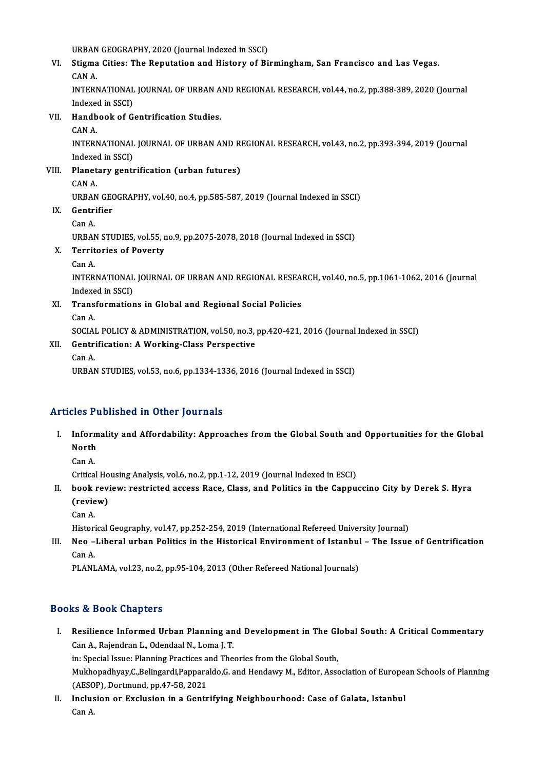URBAN GEOGRAPHY, 2020 (Journal Indexed in SSCI)

VI. **Stigma Cities: The Reputation and History of Birmingham, San Francisco and Las Vegas.**
CAN A.
INTERNATIONAL JOURNAL OF URBAN AND REGIONAL RESEARCH, vol.44, no.2, pp.388-389, 2020 (Journal Indexed in SSCI)

VII. **Handbook of Gentrification Studies.**
CAN A.
INTERNATIONAL JOURNAL OF URBAN AND REGIONAL RESEARCH, vol.43, no.2, pp.393-394, 2019 (Journal Indexed in SSCI)

VIII. **Planetary gentrification (urban futures)**
CAN A.
URBAN GEOGRAPHY, vol.40, no.4, pp.585-587, 2019 (Journal Indexed in SSCI)

IX. **Gentrifier**
Can A.
URBAN STUDIES, vol.55, no.9, pp.2075-2078, 2018 (Journal Indexed in SSCI)

X. **Territories of Poverty**
Can A.
INTERNATIONAL JOURNAL OF URBAN AND REGIONAL RESEARCH, vol.40, no.5, pp.1061-1062, 2016 (Journal Indexed in SSCI)

XI. **Transformations in Global and Regional Social Policies**
Can A.
SOCIAL POLICY & ADMINISTRATION, vol.50, no.3, pp.420-421, 2016 (Journal Indexed in SSCI)

XII. **Gentrification: A Working-Class Perspective**
Can A.
URBAN STUDIES, vol.53, no.6, pp.1334-1336, 2016 (Journal Indexed in SSCI)

## Articles Published in Other Journals

I. **Informality and Affordability: Approaches from the Global South and Opportunities for the Global North**
Can A.
Critical Housing Analysis, vol.6, no.2, pp.1-12, 2019 (Journal Indexed in ESCI)

II. **book review: restricted access Race, Class, and Politics in the Cappuccino City by Derek S. Hyra (review)**
Can A.
Historical Geography, vol.47, pp.252-254, 2019 (International Refereed University Journal)

III. **Neo –Liberal urban Politics in the Historical Environment of Istanbul – The Issue of Gentrification**
Can A.
PLANLAMA, vol.23, no.2, pp.95-104, 2013 (Other Refereed National Journals)

## Books & Book Chapters

I. **Resilience Informed Urban Planning and Development in The Global South: A Critical Commentary**
Can A., Rajendran L., Odendaal N., Loma J. T.
in: Special Issue: Planning Practices and Theories from the Global South, Mukhopadhyay,C.,Belingardi,Papparaldo,G. and Hendawy M., Editor, Association of European Schools of Planning (AESOP), Dortmund, pp.47-58, 2021

II. **Inclusion or Exclusion in a Gentrifying Neighbourhood: Case of Galata, Istanbul**
Can A.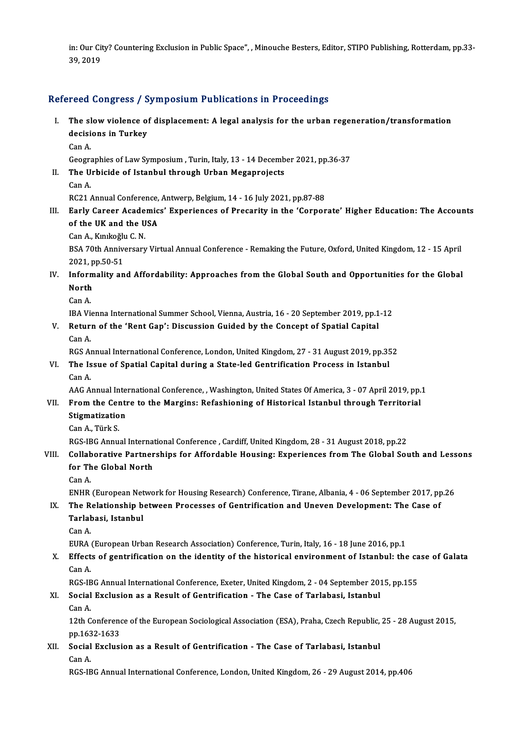in: Our City? Countering Exclusion in Public Space", , Minouche Besters, Editor, STIPO Publishing, Rotterdam, pp.33-39, 2019

## Refereed Congress / Symposium Publications in Proceedings

I. **The slow violence of displacement: A legal analysis for the urban regeneration/transformation decisions in Turkey**
Can A.
Geographies of Law Symposium , Turin, Italy, 13 - 14 December 2021, pp.36-37

II. **The Urbicide of Istanbul through Urban Megaprojects**
Can A.
RC21 Annual Conference, Antwerp, Belgium, 14 - 16 July 2021, pp.87-88

III. **Early Career Academics' Experiences of Precarity in the 'Corporate' Higher Education: The Accounts of the UK and the USA**
Can A., Kınıkoğlu C. N.
BSA 70th Anniversary Virtual Annual Conference - Remaking the Future, Oxford, United Kingdom, 12 - 15 April 2021, pp.50-51

IV. **Informality and Affordability: Approaches from the Global South and Opportunities for the Global North**
Can A.
IBA Vienna International Summer School, Vienna, Austria, 16 - 20 September 2019, pp.1-12

V. **Return of the 'Rent Gap': Discussion Guided by the Concept of Spatial Capital**
Can A.
RGS Annual International Conference, London, United Kingdom, 27 - 31 August 2019, pp.352

VI. **The Issue of Spatial Capital during a State-led Gentrification Process in Istanbul**
Can A.
AAG Annual International Conference, , Washington, United States Of America, 3 - 07 April 2019, pp.1

VII. **From the Centre to the Margins: Refashioning of Historical Istanbul through Territorial Stigmatization**
Can A., Türk S.
RGS-IBG Annual International Conference , Cardiff, United Kingdom, 28 - 31 August 2018, pp.22

VIII. **Collaborative Partnerships for Affordable Housing: Experiences from The Global South and Lessons for The Global North**
Can A.
ENHR (European Network for Housing Research) Conference, Tirane, Albania, 4 - 06 September 2017, pp.26

IX. **The Relationship between Processes of Gentrification and Uneven Development: The Case of Tarlabasi, Istanbul**
Can A.
EURA (European Urban Research Association) Conference, Turin, Italy, 16 - 18 June 2016, pp.1

X. **Effects of gentrification on the identity of the historical environment of Istanbul: the case of Galata**
Can A.
RGS-IBG Annual International Conference, Exeter, United Kingdom, 2 - 04 September 2015, pp.155

XI. **Social Exclusion as a Result of Gentrification - The Case of Tarlabasi, Istanbul**
Can A.
12th Conference of the European Sociological Association (ESA), Praha, Czech Republic, 25 - 28 August 2015, pp.1632-1633

XII. **Social Exclusion as a Result of Gentrification - The Case of Tarlabasi, Istanbul**
Can A.
RGS-IBG Annual International Conference, London, United Kingdom, 26 - 29 August 2014, pp.406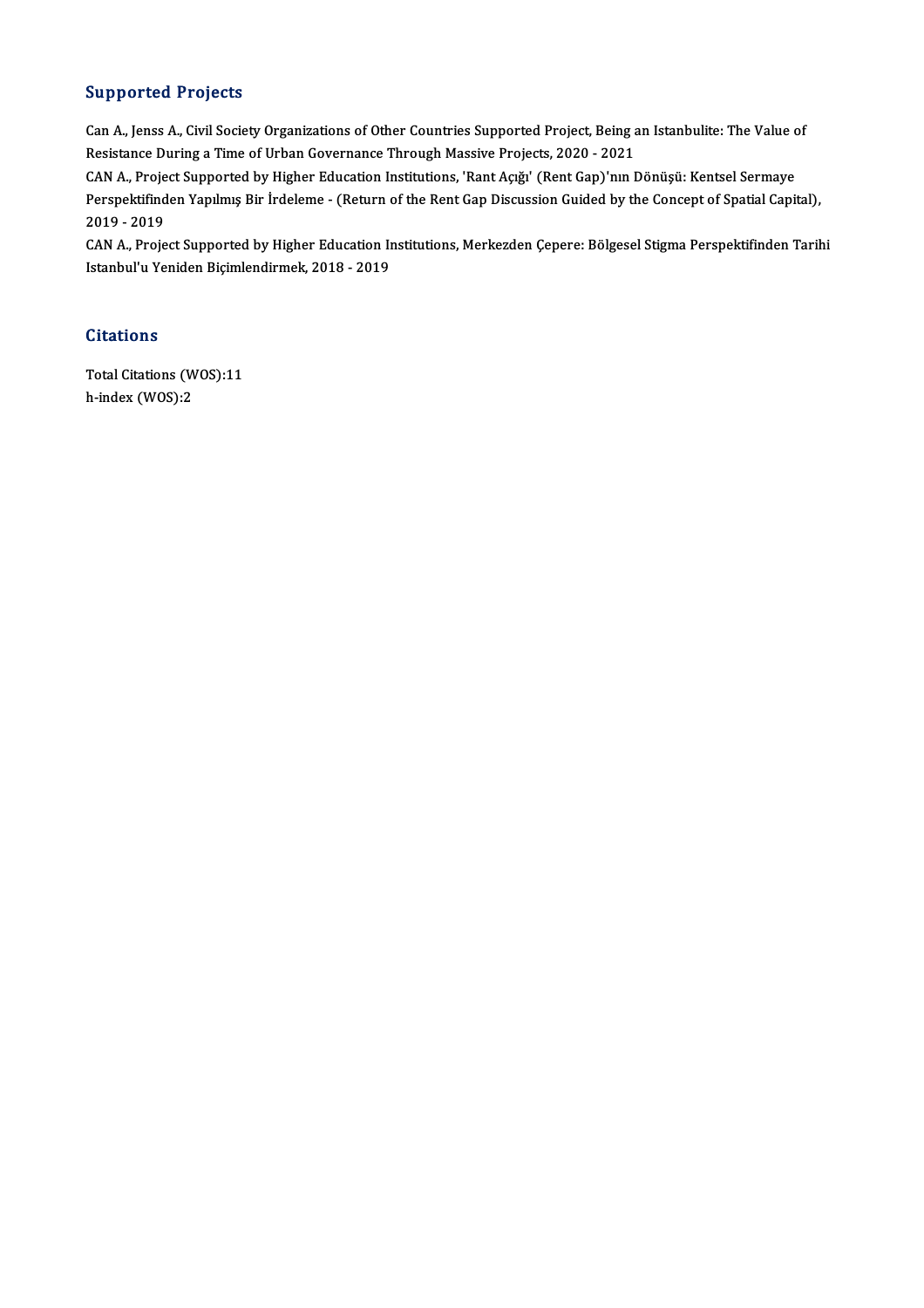## Supported Projects

Can A., Jenss A., Civil Society Organizations of Other Countries Supported Project, Being an Istanbulite: The Value of Resistance During a Time of Urban Governance Through Massive Projects, 2020 - 2021

CAN A., Project Supported by Higher Education Institutions, 'Rant Açığı' (Rent Gap)'nın Dönüşü: Kentsel Sermaye Perspektifinden Yapılmış Bir İrdeleme - (Return of the Rent Gap Discussion Guided by the Concept of Spatial Capital), 2019 - 2019

CAN A., Project Supported by Higher Education Institutions, Merkezden Çepere: Bölgesel Stigma Perspektifinden Tarihi Istanbul'u Yeniden Biçimlendirmek, 2018 - 2019

## Citations

Total Citations (WOS):11

h-index (WOS):2